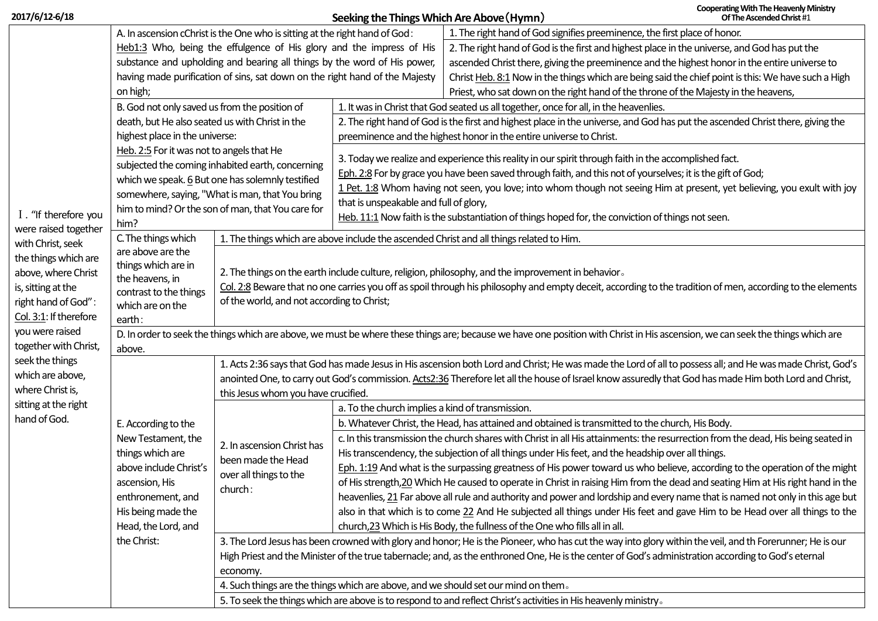2017/6/12-6/18

# Seeking the Things Which Are Above（Hymn）

Cooperating With The Heavenly Ministry Of The Ascended Christ #1

## Ⅰ. "If therefore you were raised together with Christ, seek the things which are above, where Christ is, sitting at the right hand of God" : Col. 3:1: If therefore you were raised together with Christ, seek the things which are above, where Christ is, sitting at the right hand of God.

**A. In ascension cChrist is the One who is sitting at the right hand of God :**
Heb1:3 Who, being the effulgence of His glory and the impress of His substance and upholding and bearing all things by the word of His power, having made purification of sins, sat down on the right hand of the Majesty on high;

1. The right hand of God signifies preeminence, the first place of honor.
2. The right hand of God is the first and highest place in the universe, and God has put the ascended Christ there, giving the preeminence and the highest honor in the entire universe to Christ Heb. 8:1 Now in the things which are being said the chief point is this: We have such a High Priest, who sat down on the right hand of the throne of the Majesty in the heavens,

**B. God not only saved us from the position of death, but He also seated us with Christ in the highest place in the universe:**
Heb. 2:5 For it was not to angels that He subjected the coming inhabited earth, concerning which we speak. 6 But one has solemnly testified somewhere, saying, "What is man, that You bring him to mind? Or the son of man, that You care for him?

1. It was in Christ that God seated us all together, once for all, in the heavenlies.
2. The right hand of God is the first and highest place in the universe, and God has put the ascended Christ there, giving the preeminence and the highest honor in the entire universe to Christ.
3. Today we realize and experience this reality in our spirit through faith in the accomplished fact.
   Eph. 2:8 For by grace you have been saved through faith, and this not of yourselves; it is the gift of God;
   1 Pet. 1:8 Whom having not seen, you love; into whom though not seeing Him at present, yet believing, you exult with joy that is unspeakable and full of glory,
   Heb. 11:1 Now faith is the substantiation of things hoped for, the conviction of things not seen.

**C. The things which are above are the things which are in the heavens, in contrast to the things which are on the earth :**

1. The things which are above include the ascended Christ and all things related to Him.
2. The things on the earth include culture, religion, philosophy, and the improvement in behavior。
   Col. 2:8 Beware that no one carries you off as spoil through his philosophy and empty deceit, according to the tradition of men, according to the elements of the world, and not according to Christ;

**D. In order to seek the things which are above, we must be where these things are; because we have one position with Christ in His ascension, we can seek the things which are above.**

**E. According to the New Testament, the things which are above include Christ's ascension, His enthronement, and His being made the Head, the Lord, and the Christ:**

1. Acts 2:36 says that God has made Jesus in His ascension both Lord and Christ; He was made the Lord of all to possess all; and He was made Christ, God's anointed One, to carry out God's commission. Acts2:36 Therefore let all the house of Israel know assuredly that God has made Him both Lord and Christ, this Jesus whom you have crucified.
2. In ascension Christ has been made the Head over all things to the church :
   a. To the church implies a kind of transmission.
   b. Whatever Christ, the Head, has attained and obtained is transmitted to the church, His Body.
   c. In this transmission the church shares with Christ in all His attainments: the resurrection from the dead, His being seated in His transcendency, the subjection of all things under His feet, and the headship over all things.
   Eph. 1:19 And what is the surpassing greatness of His power toward us who believe, according to the operation of the might of His strength,20 Which He caused to operate in Christ in raising Him from the dead and seating Him at His right hand in the heavenlies, 21 Far above all rule and authority and power and lordship and every name that is named not only in this age but also in that which is to come 22 And He subjected all things under His feet and gave Him to be Head over all things to the church,23 Which is His Body, the fullness of the One who fills all in all.
3. The Lord Jesus has been crowned with glory and honor; He is the Pioneer, who has cut the way into glory within the veil, and th Forerunner; He is our High Priest and the Minister of the true tabernacle; and, as the enthroned One, He is the center of God's administration according to God's eternal economy.
4. Such things are the things which are above, and we should set our mind on them。
5. To seek the things which are above is to respond to and reflect Christ's activities in His heavenly ministry。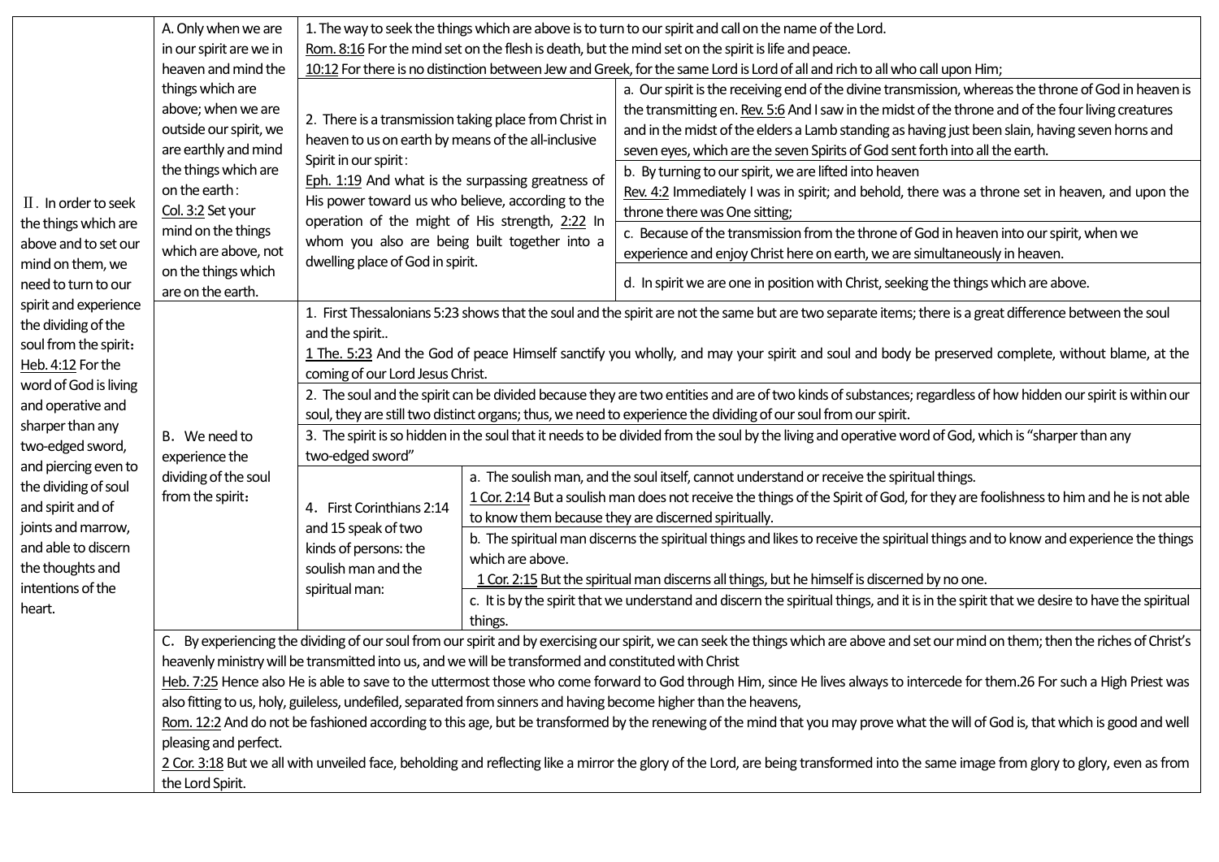| | | | | |
|---|---|---|---|---|
| Ⅱ. In order to seek the things which are above and to set our mind on them, we need to turn to our spirit and experience the dividing of the soul from the spirit：<br>Heb. 4:12 For the word of God is living and operative and sharper than any two-edged sword, and piercing even to the dividing of soul and spirit and of joints and marrow, and able to discern the thoughts and intentions of the heart. | A. Only when we are in our spirit are we in heaven and mind the things which are above; when we are outside our spirit, we are earthly and mind the things which are on the earth：<br>Col. 3:2 Set your mind on the things which are above, not on the things which are on the earth. | 1. The way to seek the things which are above is to turn to our spirit and call on the name of the Lord.<br>Rom. 8:16 For the mind set on the flesh is death, but the mind set on the spirit is life and peace.<br>10:12 For there is no distinction between Jew and Greek, for the same Lord is Lord of all and rich to all who call upon Him; | | |
| | | 2. There is a transmission taking place from Christ in heaven to us on earth by means of the all-inclusive Spirit in our spirit：<br>Eph. 1:19 And what is the surpassing greatness of His power toward us who believe, according to the operation of the might of His strength, 2:22 In whom you also are being built together into a dwelling place of God in spirit. | | a. Our spirit is the receiving end of the divine transmission, whereas the throne of God in heaven is the transmitting en. Rev. 5:6 And I saw in the midst of the throne and of the four living creatures and in the midst of the elders a Lamb standing as having just been slain, having seven horns and seven eyes, which are the seven Spirits of God sent forth into all the earth. |
| | | | | b. By turning to our spirit, we are lifted into heaven<br>Rev. 4:2 Immediately I was in spirit; and behold, there was a throne set in heaven, and upon the throne there was One sitting; |
| | | | | c. Because of the transmission from the throne of God in heaven into our spirit, when we experience and enjoy Christ here on earth, we are simultaneously in heaven. |
| | | | | d. In spirit we are one in position with Christ, seeking the things which are above. |
| | B. We need to experience the dividing of the soul from the spirit： | 1. First Thessalonians 5:23 shows that the soul and the spirit are not the same but are two separate items; there is a great difference between the soul and the spirit..<br>1 The. 5:23 And the God of peace Himself sanctify you wholly, and may your spirit and soul and body be preserved complete, without blame, at the coming of our Lord Jesus Christ. | | |
| | | 2. The soul and the spirit can be divided because they are two entities and are of two kinds of substances; regardless of how hidden our spirit is within our soul, they are still two distinct organs; thus, we need to experience the dividing of our soul from our spirit. | | |
| | | 3. The spirit is so hidden in the soul that it needs to be divided from the soul by the living and operative word of God, which is "sharper than any two-edged sword" | | |
| | | 4. First Corinthians 2:14 and 15 speak of two kinds of persons: the soulish man and the spiritual man: | a. The soulish man, and the soul itself, cannot understand or receive the spiritual things.<br>1 Cor. 2:14 But a soulish man does not receive the things of the Spirit of God, for they are foolishness to him and he is not able to know them because they are discerned spiritually. | |
| | | | b. The spiritual man discerns the spiritual things and likes to receive the spiritual things and to know and experience the things which are above.<br>1 Cor. 2:15 But the spiritual man discerns all things, but he himself is discerned by no one. | |
| | | | c. It is by the spirit that we understand and discern the spiritual things, and it is in the spirit that we desire to have the spiritual things. | |
| | C. By experiencing the dividing of our soul from our spirit and by exercising our spirit, we can seek the things which are above and set our mind on them; then the riches of Christ's heavenly ministry will be transmitted into us, and we will be transformed and constituted with Christ<br>Heb. 7:25 Hence also He is able to save to the uttermost those who come forward to God through Him, since He lives always to intercede for them.26 For such a High Priest was also fitting to us, holy, guileless, undefiled, separated from sinners and having become higher than the heavens,<br>Rom. 12:2 And do not be fashioned according to this age, but be transformed by the renewing of the mind that you may prove what the will of God is, that which is good and well pleasing and perfect.<br>2 Cor. 3:18 But we all with unveiled face, beholding and reflecting like a mirror the glory of the Lord, are being transformed into the same image from glory to glory, even as from the Lord Spirit. | | | |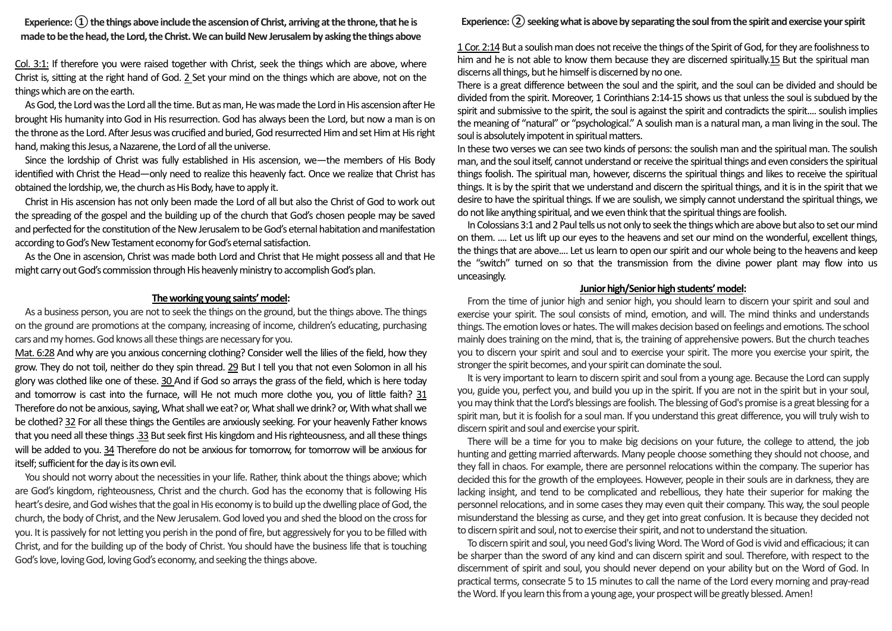**Experience: ① the things above include the ascension of Christ, arriving at the throne, that he is made to be the head, the Lord, the Christ. We can build New Jerusalem by asking the things above**

Col. 3:1: If therefore you were raised together with Christ, seek the things which are above, where Christ is, sitting at the right hand of God. 2 Set your mind on the things which are above, not on the things which are on the earth.

As God, the Lord was the Lord all the time. But as man, He was made the Lord in His ascension after He brought His humanity into God in His resurrection. God has always been the Lord, but now a man is on the throne as the Lord. After Jesus was crucified and buried, God resurrected Him and set Him at His right hand, making this Jesus, a Nazarene, the Lord of all the universe.

Since the lordship of Christ was fully established in His ascension, we—the members of His Body identified with Christ the Head—only need to realize this heavenly fact. Once we realize that Christ has obtained the lordship, we, the church as His Body, have to apply it.

Christ in His ascension has not only been made the Lord of all but also the Christ of God to work out the spreading of the gospel and the building up of the church that God's chosen people may be saved and perfected for the constitution of the New Jerusalem to be God's eternal habitation and manifestation according to God's New Testament economy for God's eternal satisfaction.

As the One in ascension, Christ was made both Lord and Christ that He might possess all and that He might carry out God's commission through His heavenly ministry to accomplish God's plan.

**The working young saints' model:**

As a business person, you are not to seek the things on the ground, but the things above. The things on the ground are promotions at the company, increasing of income, children's educating, purchasing cars and my homes. God knows all these things are necessary for you.

Mat. 6:28 And why are you anxious concerning clothing? Consider well the lilies of the field, how they grow. They do not toil, neither do they spin thread. 29 But I tell you that not even Solomon in all his glory was clothed like one of these. 30 And if God so arrays the grass of the field, which is here today and tomorrow is cast into the furnace, will He not much more clothe you, you of little faith? 31 Therefore do not be anxious, saying, What shall we eat? or, What shall we drink? or, With what shall we be clothed? 32 For all these things the Gentiles are anxiously seeking. For your heavenly Father knows that you need all these things .33 But seek first His kingdom and His righteousness, and all these things will be added to you. 34 Therefore do not be anxious for tomorrow, for tomorrow will be anxious for itself; sufficient for the day is its own evil.

You should not worry about the necessities in your life. Rather, think about the things above; which are God's kingdom, righteousness, Christ and the church. God has the economy that is following His heart's desire, and God wishes that the goal in His economy is to build up the dwelling place of God, the church, the body of Christ, and the New Jerusalem. God loved you and shed the blood on the cross for you. It is passively for not letting you perish in the pond of fire, but aggressively for you to be filled with Christ, and for the building up of the body of Christ. You should have the business life that is touching God's love, loving God, loving God's economy, and seeking the things above.

**Experience: ② seeking what is above by separating the soul from the spirit and exercise your spirit**

1 Cor. 2:14 But a soulish man does not receive the things of the Spirit of God, for they are foolishness to him and he is not able to know them because they are discerned spiritually.15 But the spiritual man discerns all things, but he himself is discerned by no one.

There is a great difference between the soul and the spirit, and the soul can be divided and should be divided from the spirit. Moreover, 1 Corinthians 2:14-15 shows us that unless the soul is subdued by the spirit and submissive to the spirit, the soul is against the spirit and contradicts the spirit.... soulish implies the meaning of "natural" or "psychological." A soulish man is a natural man, a man living in the soul. The soul is absolutely impotent in spiritual matters.

In these two verses we can see two kinds of persons: the soulish man and the spiritual man. The soulish man, and the soul itself, cannot understand or receive the spiritual things and even considers the spiritual things foolish. The spiritual man, however, discerns the spiritual things and likes to receive the spiritual things. It is by the spirit that we understand and discern the spiritual things, and it is in the spirit that we desire to have the spiritual things. If we are soulish, we simply cannot understand the spiritual things, we do not like anything spiritual, and we even think that the spiritual things are foolish.

In Colossians 3:1 and 2 Paul tells us not only to seek the things which are above but also to set our mind on them. .... Let us lift up our eyes to the heavens and set our mind on the wonderful, excellent things, the things that are above.... Let us learn to open our spirit and our whole being to the heavens and keep the "switch" turned on so that the transmission from the divine power plant may flow into us unceasingly.

**Junior high/Senior high students' model:**

From the time of junior high and senior high, you should learn to discern your spirit and soul and exercise your spirit. The soul consists of mind, emotion, and will. The mind thinks and understands things. The emotion loves or hates. The will makes decision based on feelings and emotions. The school mainly does training on the mind, that is, the training of apprehensive powers. But the church teaches you to discern your spirit and soul and to exercise your spirit. The more you exercise your spirit, the stronger the spirit becomes, and your spirit can dominate the soul.

It is very important to learn to discern spirit and soul from a young age. Because the Lord can supply you, guide you, perfect you, and build you up in the spirit. If you are not in the spirit but in your soul, you may think that the Lord's blessings are foolish. The blessing of God's promise is a great blessing for a spirit man, but it is foolish for a soul man. If you understand this great difference, you will truly wish to discern spirit and soul and exercise your spirit.

There will be a time for you to make big decisions on your future, the college to attend, the job hunting and getting married afterwards. Many people choose something they should not choose, and they fall in chaos. For example, there are personnel relocations within the company. The superior has decided this for the growth of the employees. However, people in their souls are in darkness, they are lacking insight, and tend to be complicated and rebellious, they hate their superior for making the personnel relocations, and in some cases they may even quit their company. This way, the soul people misunderstand the blessing as curse, and they get into great confusion. It is because they decided not to discern spirit and soul, not to exercise their spirit, and not to understand the situation.

To discern spirit and soul, you need God's living Word. The Word of God is vivid and efficacious; it can be sharper than the sword of any kind and can discern spirit and soul. Therefore, with respect to the discernment of spirit and soul, you should never depend on your ability but on the Word of God. In practical terms, consecrate 5 to 15 minutes to call the name of the Lord every morning and pray-read the Word. If you learn this from a young age, your prospect will be greatly blessed. Amen!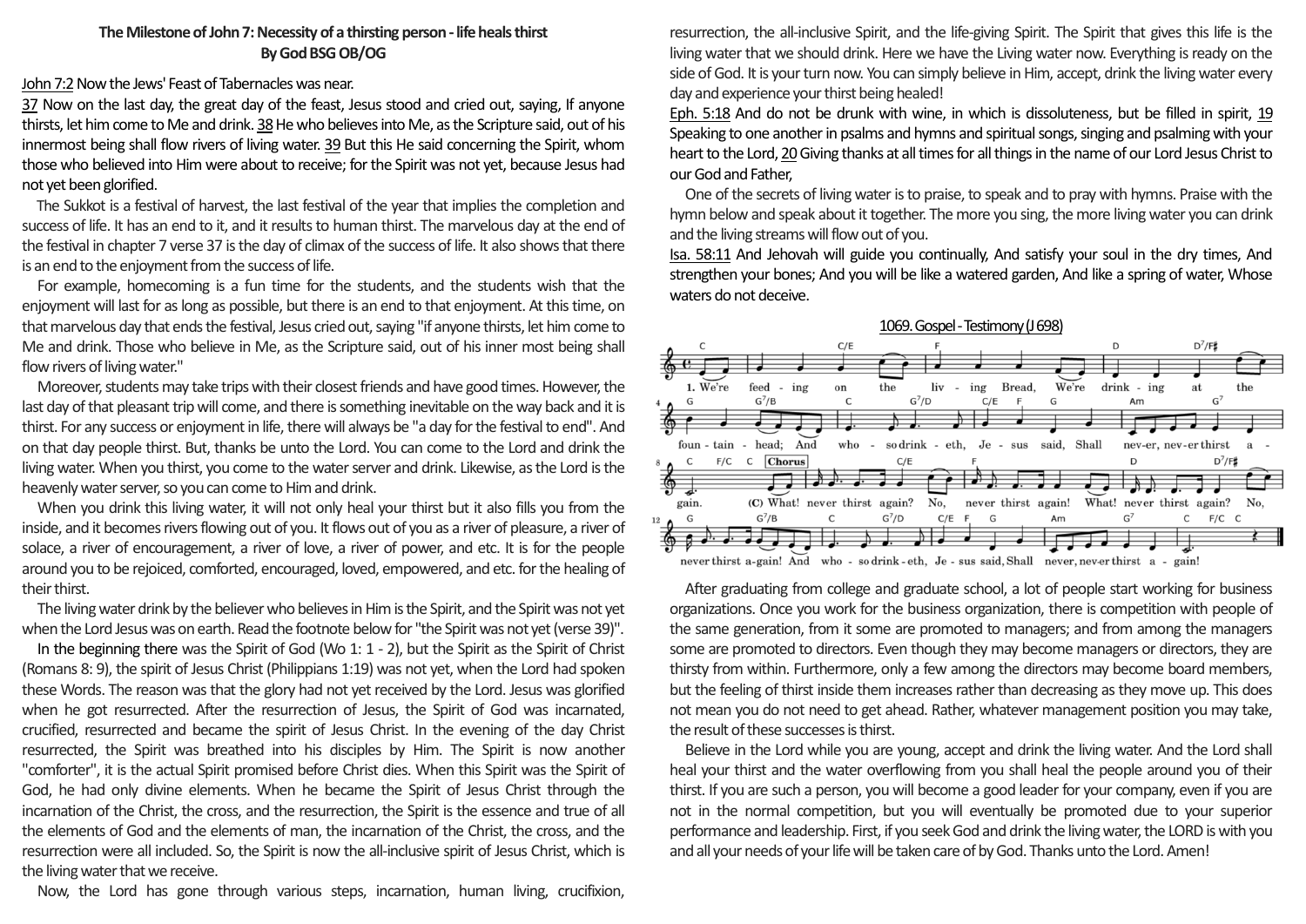**The Milestone of John 7: Necessity of a thirsting person - life heals thirst**
**By God BSG OB/OG**

John 7:2 Now the Jews' Feast of Tabernacles was near.
37 Now on the last day, the great day of the feast, Jesus stood and cried out, saying, If anyone thirsts, let him come to Me and drink. 38 He who believes into Me, as the Scripture said, out of his innermost being shall flow rivers of living water. 39 But this He said concerning the Spirit, whom those who believed into Him were about to receive; for the Spirit was not yet, because Jesus had not yet been glorified.

The Sukkot is a festival of harvest, the last festival of the year that implies the completion and success of life. It has an end to it, and it results to human thirst. The marvelous day at the end of the festival in chapter 7 verse 37 is the day of climax of the success of life. It also shows that there is an end to the enjoyment from the success of life.

For example, homecoming is a fun time for the students, and the students wish that the enjoyment will last for as long as possible, but there is an end to that enjoyment. At this time, on that marvelous day that ends the festival, Jesus cried out, saying "if anyone thirsts, let him come to Me and drink. Those who believe in Me, as the Scripture said, out of his inner most being shall flow rivers of living water."

Moreover, students may take trips with their closest friends and have good times. However, the last day of that pleasant trip will come, and there is something inevitable on the way back and it is thirst. For any success or enjoyment in life, there will always be "a day for the festival to end". And on that day people thirst. But, thanks be unto the Lord. You can come to the Lord and drink the living water. When you thirst, you come to the water server and drink. Likewise, as the Lord is the heavenly water server, so you can come to Him and drink.

When you drink this living water, it will not only heal your thirst but it also fills you from the inside, and it becomes rivers flowing out of you. It flows out of you as a river of pleasure, a river of solace, a river of encouragement, a river of love, a river of power, and etc. It is for the people around you to be rejoiced, comforted, encouraged, loved, empowered, and etc. for the healing of their thirst.

The living water drink by the believer who believes in Him is the Spirit, and the Spirit was not yet when the Lord Jesus was on earth. Read the footnote below for "the Spirit was not yet (verse 39)".

In the beginning there was the Spirit of God (Wo 1: 1 - 2), but the Spirit as the Spirit of Christ (Romans 8: 9), the spirit of Jesus Christ (Philippians 1:19) was not yet, when the Lord had spoken these Words. The reason was that the glory had not yet received by the Lord. Jesus was glorified when he got resurrected. After the resurrection of Jesus, the Spirit of God was incarnated, crucified, resurrected and became the spirit of Jesus Christ. In the evening of the day Christ resurrected, the Spirit was breathed into his disciples by Him. The Spirit is now another "comforter", it is the actual Spirit promised before Christ dies. When this Spirit was the Spirit of God, he had only divine elements. When he became the Spirit of Jesus Christ through the incarnation of the Christ, the cross, and the resurrection, the Spirit is the essence and true of all the elements of God and the elements of man, the incarnation of the Christ, the cross, and the resurrection were all included. So, the Spirit is now the all-inclusive spirit of Jesus Christ, which is the living water that we receive.

Now, the Lord has gone through various steps, incarnation, human living, crucifixion, resurrection, the all-inclusive Spirit, and the life-giving Spirit. The Spirit that gives this life is the living water that we should drink. Here we have the Living water now. Everything is ready on the side of God. It is your turn now. You can simply believe in Him, accept, drink the living water every day and experience your thirst being healed!

Eph. 5:18 And do not be drunk with wine, in which is dissoluteness, but be filled in spirit, 19 Speaking to one another in psalms and hymns and spiritual songs, singing and psalming with your heart to the Lord, 20 Giving thanks at all times for all things in the name of our Lord Jesus Christ to our God and Father,

One of the secrets of living water is to praise, to speak and to pray with hymns. Praise with the hymn below and speak about it together. The more you sing, the more living water you can drink and the living streams will flow out of you.

Isa. 58:11 And Jehovah will guide you continually, And satisfy your soul in the dry times, And strengthen your bones; And you will be like a watered garden, And like a spring of water, Whose waters do not deceive.

1069. Gospel - Testimony (J 698)

1. We're feeding on the living Bread, We're drinking at the fountain-head; And whoso drinketh, Jesus said, Shall never, never thirst again.

(C) What! never thirst again? No, never thirst again! What! never thirst again? No, never thirst again! And whoso drinketh, Jesus said, Shall never, never thirst again!

After graduating from college and graduate school, a lot of people start working for business organizations. Once you work for the business organization, there is competition with people of the same generation, from it some are promoted to managers; and from among the managers some are promoted to directors. Even though they may become managers or directors, they are thirsty from within. Furthermore, only a few among the directors may become board members, but the feeling of thirst inside them increases rather than decreasing as they move up. This does not mean you do not need to get ahead. Rather, whatever management position you may take, the result of these successes is thirst.

Believe in the Lord while you are young, accept and drink the living water. And the Lord shall heal your thirst and the water overflowing from you shall heal the people around you of their thirst. If you are such a person, you will become a good leader for your company, even if you are not in the normal competition, but you will eventually be promoted due to your superior performance and leadership. First, if you seek God and drink the living water, the LORD is with you and all your needs of your life will be taken care of by God. Thanks unto the Lord. Amen!